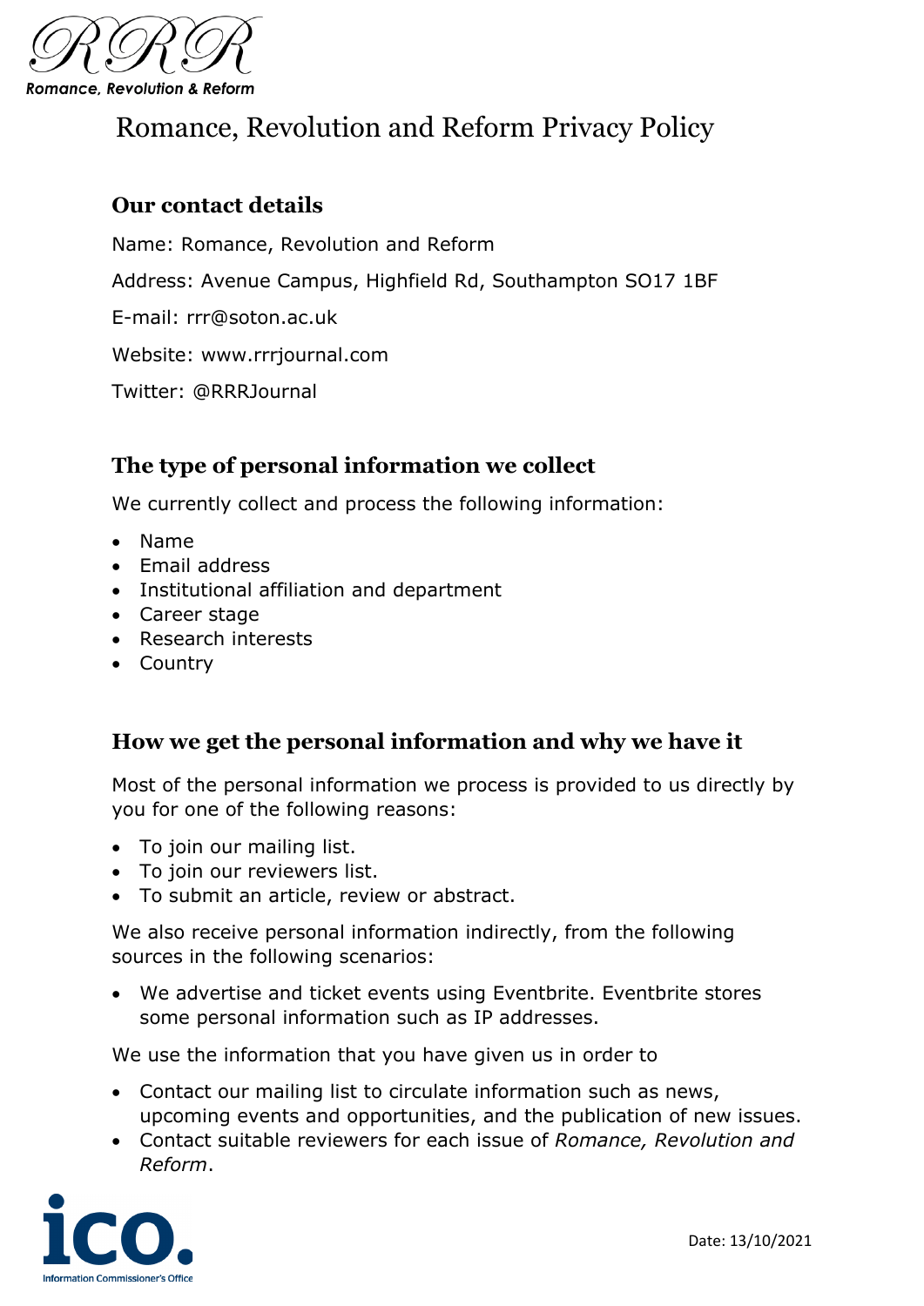Romance, Revolution & Reform

# Romance, Revolution and Reform Privacy Policy

## Our contact details

Name: Romance, Revolution and Reform

Address: Avenue Campus, Highfield Rd, Southampton SO17 1BF

E-mail: rrr@soton.ac.uk

Website: www.rrrjournal.com

Twitter: @RRRJournal

## The type of personal information we collect

We currently collect and process the following information:

- Name
- Email address
- Institutional affiliation and department
- Career stage
- Research interests
- Country

## How we get the personal information and why we have it

Most of the personal information we process is provided to us directly by you for one of the following reasons:

- To join our mailing list.
- To join our reviewers list.
- To submit an article, review or abstract.

We also receive personal information indirectly, from the following sources in the following scenarios:

- We advertise and ticket events using Eventbrite. Eventbrite stores some personal information such as IP addresses.

We use the information that you have given us in order to

- Contact our mailing list to circulate information such as news, upcoming events and opportunities, and the publication of new issues.
- Contact suitable reviewers for each issue of *Romance, Revolution and Reform*.

Date: 13/10/2021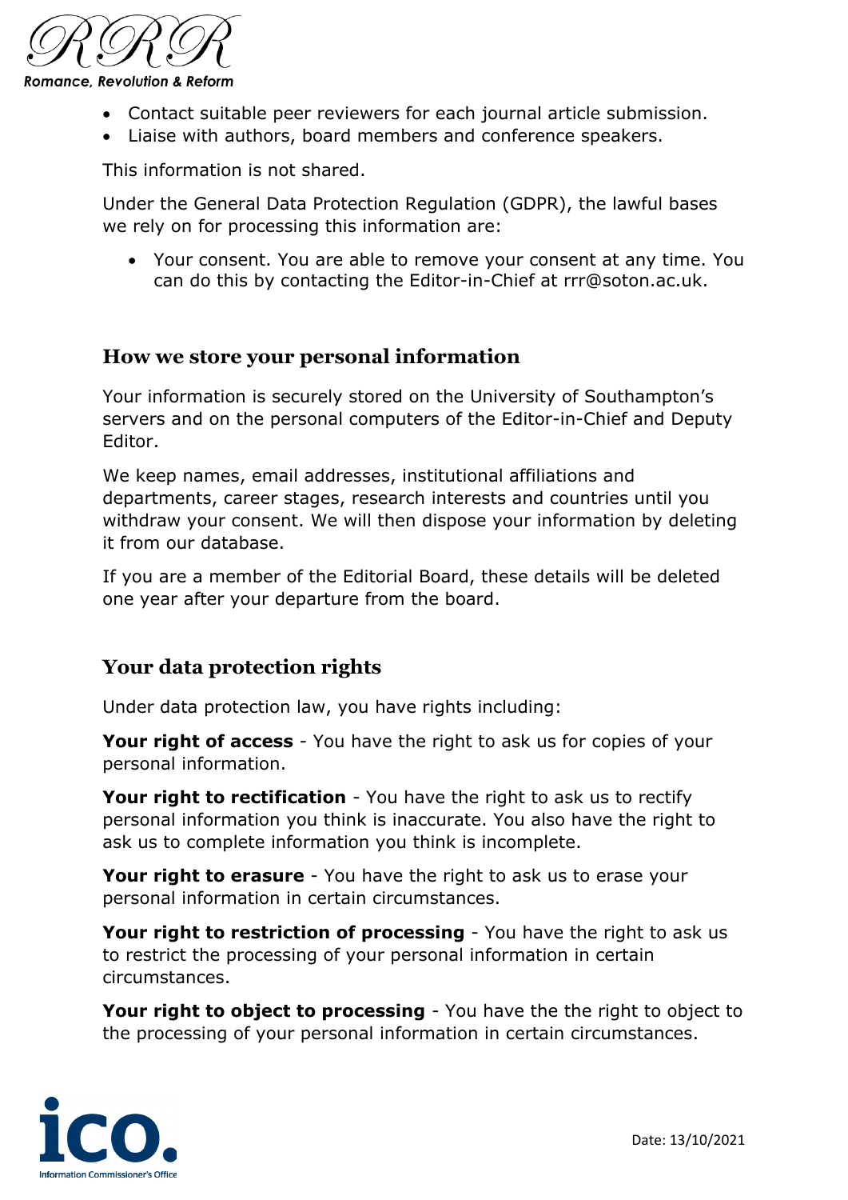- Contact suitable peer reviewers for each journal article submission.
- Liaise with authors, board members and conference speakers.

This information is not shared.

Under the General Data Protection Regulation (GDPR), the lawful bases we rely on for processing this information are:

- Your consent. You are able to remove your consent at any time. You can do this by contacting the Editor-in-Chief at rrr@soton.ac.uk.

## How we store your personal information

Your information is securely stored on the University of Southampton's servers and on the personal computers of the Editor-in-Chief and Deputy Editor.

We keep names, email addresses, institutional affiliations and departments, career stages, research interests and countries until you withdraw your consent. We will then dispose your information by deleting it from our database.

If you are a member of the Editorial Board, these details will be deleted one year after your departure from the board.

## Your data protection rights

Under data protection law, you have rights including:

**Your right of access** - You have the right to ask us for copies of your personal information.

**Your right to rectification** - You have the right to ask us to rectify personal information you think is inaccurate. You also have the right to ask us to complete information you think is incomplete.

**Your right to erasure** - You have the right to ask us to erase your personal information in certain circumstances.

**Your right to restriction of processing** - You have the right to ask us to restrict the processing of your personal information in certain circumstances.

**Your right to object to processing** - You have the the right to object to the processing of your personal information in certain circumstances.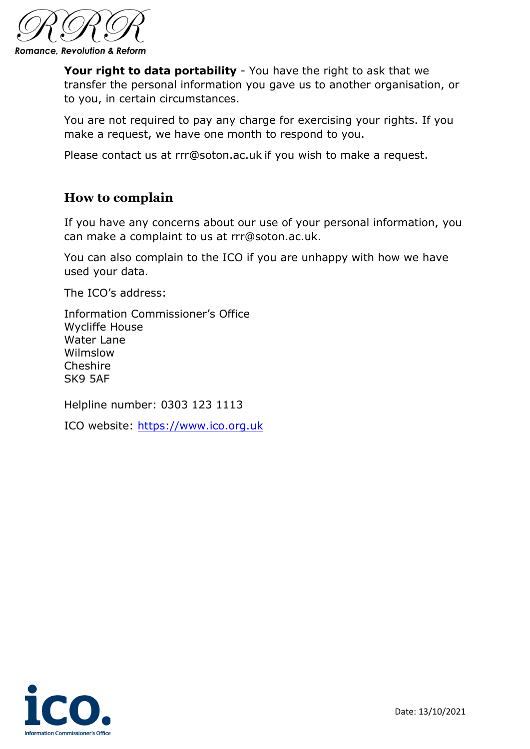**Your right to data portability** - You have the right to ask that we transfer the personal information you gave us to another organisation, or to you, in certain circumstances.

You are not required to pay any charge for exercising your rights. If you make a request, we have one month to respond to you.

Please contact us at rrr@soton.ac.uk if you wish to make a request.

## How to complain

If you have any concerns about our use of your personal information, you can make a complaint to us at rrr@soton.ac.uk.

You can also complain to the ICO if you are unhappy with how we have used your data.

The ICO's address:

Information Commissioner's Office
Wycliffe House
Water Lane
Wilmslow
Cheshire
SK9 5AF

Helpline number: 0303 123 1113

ICO website: https://www.ico.org.uk

Date: 13/10/2021